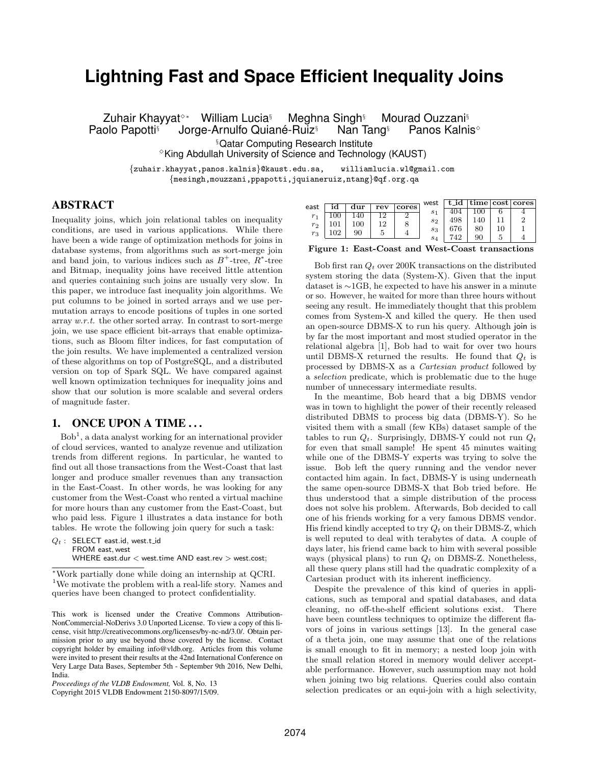# Lightning Fast and Space Efficient Inequality Joins

Zuhair Khayyat[◇*] William Lucia[§] Meghna Singh[§] Mourad Ouzzani[§]
Paolo Papotti[§] Jorge-Arnulfo Quiané-Ruiz[§] Nan Tang[§] Panos Kalnis[◇]

[§]Qatar Computing Research Institute
[◇]King Abdullah University of Science and Technology (KAUST)

{zuhair.khayyat,panos.kalnis}@kaust.edu.sa, williamlucia.wl@gmail.com
{mesingh,mouzzani,ppapotti,jquianeruiz,ntang}@qf.org.qa

## ABSTRACT

Inequality joins, which join relational tables on inequality conditions, are used in various applications. While there have been a wide range of optimization methods for joins in database systems, from algorithms such as sort-merge join and band join, to various indices such as $B^+$-tree, $R^*$-tree and Bitmap, inequality joins have received little attention and queries containing such joins are usually very slow. In this paper, we introduce fast inequality join algorithms. We put columns to be joined in sorted arrays and we use permutation arrays to encode positions of tuples in one sorted array *w.r.t.* the other sorted array. In contrast to sort-merge join, we use space efficient bit-arrays that enable optimizations, such as Bloom filter indices, for fast computation of the join results. We have implemented a centralized version of these algorithms on top of PostgreSQL, and a distributed version on top of Spark SQL. We have compared against well known optimization techniques for inequality joins and show that our solution is more scalable and several orders of magnitude faster.

## 1. ONCE UPON A TIME . . .

Bob[1], a data analyst working for an international provider of cloud services, wanted to analyze revenue and utilization trends from different regions. In particular, he wanted to find out all those transactions from the West-Coast that last longer and produce smaller revenues than any transaction in the East-Coast. In other words, he was looking for any customer from the West-Coast who rented a virtual machine for more hours than any customer from the East-Coast, but who paid less. Figure 1 illustrates a data instance for both tables. He wrote the following join query for such a task:

$Q_t$ : SELECT east.id, west.t_id
FROM east, west
WHERE east.dur < west.time AND east.rev > west.cost;

east

| | id | dur | rev | cores |
|---|---|---|---|---|
| $r_1$ | 100 | 140 | 12 | 2 |
| $r_2$ | 101 | 100 | 12 | 8 |
| $r_3$ | 102 | 90 | 5 | 4 |

west

| | t_id | time | cost | cores |
|---|---|---|---|---|
| $s_1$ | 404 | 100 | 6 | 4 |
| $s_2$ | 498 | 140 | 11 | 2 |
| $s_3$ | 676 | 80 | 10 | 1 |
| $s_4$ | 742 | 90 | 5 | 4 |

**Figure 1: East-Coast and West-Coast transactions**

Bob first ran $Q_t$ over 200K transactions on the distributed system storing the data (System-X). Given that the input dataset is ~1GB, he expected to have his answer in a minute or so. However, he waited for more than three hours without seeing any result. He immediately thought that this problem comes from System-X and killed the query. He then used an open-source DBMS-X to run his query. Although join is by far the most important and most studied operator in the relational algebra [1], Bob had to wait for over two hours until DBMS-X returned the results. He found that $Q_t$ is processed by DBMS-X as a *Cartesian product* followed by a *selection* predicate, which is problematic due to the huge number of unnecessary intermediate results.

In the meantime, Bob heard that a big DBMS vendor was in town to highlight the power of their recently released distributed DBMS to process big data (DBMS-Y). So he visited them with a small (few KBs) dataset sample of the tables to run $Q_t$. Surprisingly, DBMS-Y could not run $Q_t$ for even that small sample! He spent 45 minutes waiting while one of the DBMS-Y experts was trying to solve the issue. Bob left the query running and the vendor never contacted him again. In fact, DBMS-Y is using underneath the same open-source DBMS-X that Bob tried before. He thus understood that a simple distribution of the process does not solve his problem. Afterwards, Bob decided to call one of his friends working for a very famous DBMS vendor. His friend kindly accepted to try $Q_t$ on their DBMS-Z, which is well reputed to deal with terabytes of data. A couple of days later, his friend came back to him with several possible ways (physical plans) to run $Q_t$ on DBMS-Z. Nonetheless, all these query plans still had the quadratic complexity of a Cartesian product with its inherent inefficiency.

Despite the prevalence of this kind of queries in applications, such as temporal and spatial databases, and data cleaning, no off-the-shelf efficient solutions exist. There have been countless techniques to optimize the different flavors of joins in various settings [13]. In the general case of a theta join, one may assume that one of the relations is small enough to fit in memory; a nested loop join with the small relation stored in memory would deliver acceptable performance. However, such assumption may not hold when joining two big relations. Queries could also contain selection predicates or an equi-join with a high selectivity,

---

[*]Work partially done while doing an internship at QCRI.
[1]We motivate the problem with a real-life story. Names and queries have been changed to protect confidentiality.

This work is licensed under the Creative Commons Attribution-NonCommercial-NoDerivs 3.0 Unported License. To view a copy of this license, visit http://creativecommons.org/licenses/by-nc-nd/3.0/. Obtain permission prior to any use beyond those covered by the license. Contact copyright holder by emailing info@vldb.org. Articles from this volume were invited to present their results at the 42nd International Conference on Very Large Data Bases, September 5th - September 9th 2016, New Delhi, India.
*Proceedings of the VLDB Endowment,* Vol. 8, No. 13
Copyright 2015 VLDB Endowment 2150-8097/15/09.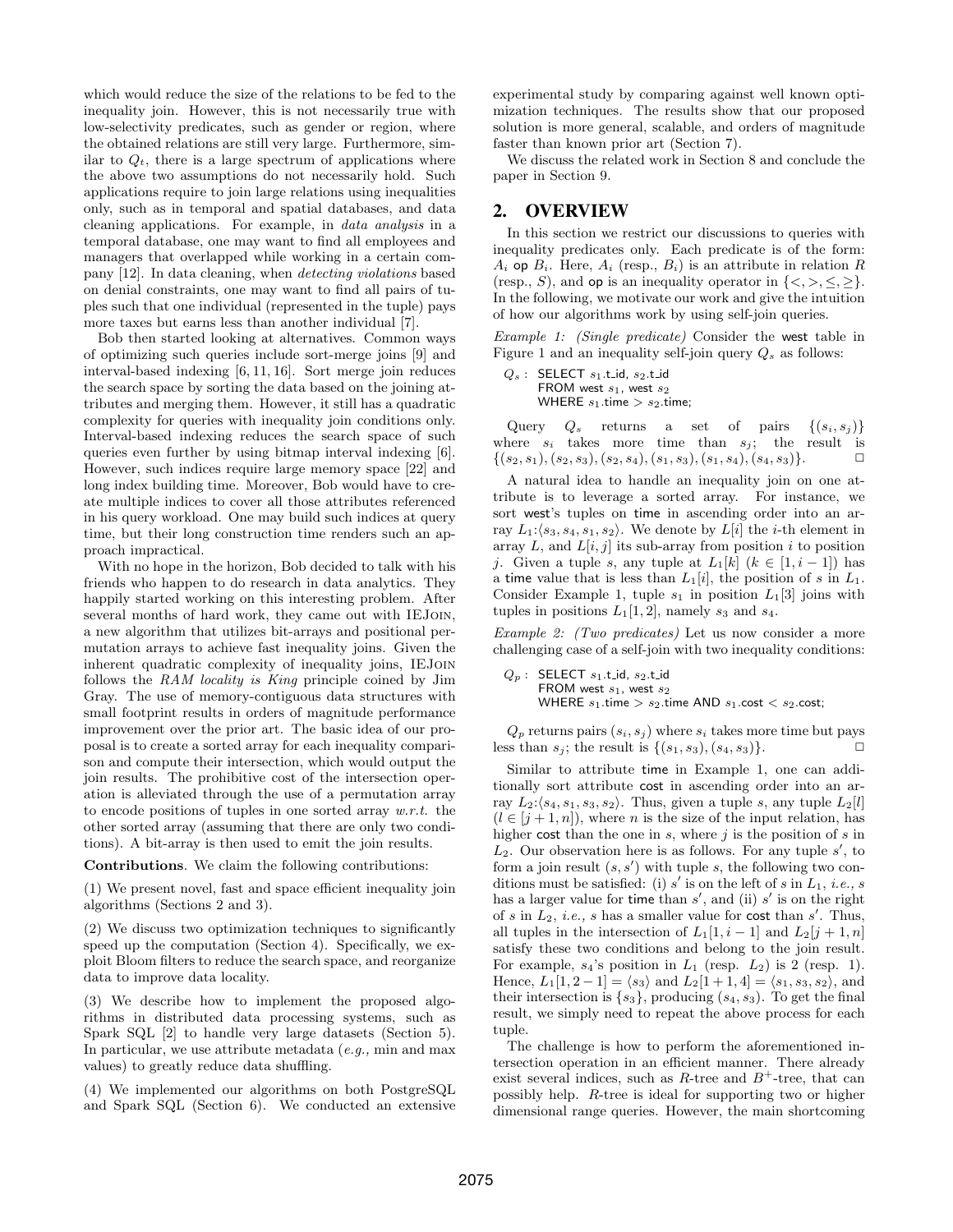which would reduce the size of the relations to be fed to the inequality join. However, this is not necessarily true with low-selectivity predicates, such as gender or region, where the obtained relations are still very large. Furthermore, similar to $Q_t$, there is a large spectrum of applications where the above two assumptions do not necessarily hold. Such applications require to join large relations using inequalities only, such as in temporal and spatial databases, and data cleaning applications. For example, in *data analysis* in a temporal database, one may want to find all employees and managers that overlapped while working in a certain company [12]. In data cleaning, when *detecting violations* based on denial constraints, one may want to find all pairs of tuples such that one individual (represented in the tuple) pays more taxes but earns less than another individual [7].

Bob then started looking at alternatives. Common ways of optimizing such queries include sort-merge joins [9] and interval-based indexing [6, 11, 16]. Sort merge join reduces the search space by sorting the data based on the joining attributes and merging them. However, it still has a quadratic complexity for queries with inequality join conditions only. Interval-based indexing reduces the search space of such queries even further by using bitmap interval indexing [6]. However, such indices require large memory space [22] and long index building time. Moreover, Bob would have to create multiple indices to cover all those attributes referenced in his query workload. One may build such indices at query time, but their long construction time renders such an approach impractical.

With no hope in the horizon, Bob decided to talk with his friends who happen to do research in data analytics. They happily started working on this interesting problem. After several months of hard work, they came out with IEJoin, a new algorithm that utilizes bit-arrays and positional permutation arrays to achieve fast inequality joins. Given the inherent quadratic complexity of inequality joins, IEJoin follows the *RAM locality is King* principle coined by Jim Gray. The use of memory-contiguous data structures with small footprint results in orders of magnitude performance improvement over the prior art. The basic idea of our proposal is to create a sorted array for each inequality comparison and compute their intersection, which would output the join results. The prohibitive cost of the intersection operation is alleviated through the use of a permutation array to encode positions of tuples in one sorted array *w.r.t.* the other sorted array (assuming that there are only two conditions). A bit-array is then used to emit the join results.

**Contributions**. We claim the following contributions:

(1) We present novel, fast and space efficient inequality join algorithms (Sections 2 and 3).

(2) We discuss two optimization techniques to significantly speed up the computation (Section 4). Specifically, we exploit Bloom filters to reduce the search space, and reorganize data to improve data locality.

(3) We describe how to implement the proposed algorithms in distributed data processing systems, such as Spark SQL [2] to handle very large datasets (Section 5). In particular, we use attribute metadata (*e.g.,* min and max values) to greatly reduce data shuffling.

(4) We implemented our algorithms on both PostgreSQL and Spark SQL (Section 6). We conducted an extensive experimental study by comparing against well known optimization techniques. The results show that our proposed solution is more general, scalable, and orders of magnitude faster than known prior art (Section 7).

We discuss the related work in Section 8 and conclude the paper in Section 9.

## 2. OVERVIEW

In this section we restrict our discussions to queries with inequality predicates only. Each predicate is of the form: $A_i$ op $B_i$. Here, $A_i$ (resp., $B_i$) is an attribute in relation $R$ (resp., $S$), and op is an inequality operator in $\{<, >, \leq, \geq\}$. In the following, we motivate our work and give the intuition of how our algorithms work by using self-join queries.

*Example 1: (Single predicate)* Consider the west table in Figure 1 and an inequality self-join query $Q_s$ as follows:

```
Qs : SELECT s1.t_id, s2.t_id
     FROM west s1, west s2
     WHERE s1.time > s2.time;
```

Query $Q_s$ returns a set of pairs $\{(s_i, s_j)\}$ where $s_i$ takes more time than $s_j$; the result is $\{(s_2, s_1), (s_2, s_3), (s_2, s_4), (s_1, s_3), (s_1, s_4), (s_4, s_3)\}$. □

A natural idea to handle an inequality join on one attribute is to leverage a sorted array. For instance, we sort west's tuples on time in ascending order into an array $L_1$:$\langle s_3, s_4, s_1, s_2\rangle$. We denote by $L[i]$ the $i$-th element in array $L$, and $L[i, j]$ its sub-array from position $i$ to position $j$. Given a tuple $s$, any tuple at $L_1[k]$ $(k \in [1, i-1])$ has a time value that is less than $L_1[i]$, the position of $s$ in $L_1$. Consider Example 1, tuple $s_1$ in position $L_1[3]$ joins with tuples in positions $L_1[1, 2]$, namely $s_3$ and $s_4$.

*Example 2: (Two predicates)* Let us now consider a more challenging case of a self-join with two inequality conditions:

```
Qp : SELECT s1.t_id, s2.t_id
     FROM west s1, west s2
     WHERE s1.time > s2.time AND s1.cost < s2.cost;
```

$Q_p$ returns pairs $(s_i, s_j)$ where $s_i$ takes more time but pays less than $s_j$; the result is $\{(s_1, s_3), (s_4, s_3)\}$. □

Similar to attribute time in Example 1, one can additionally sort attribute cost in ascending order into an array $L_2$:$\langle s_4, s_1, s_3, s_2\rangle$. Thus, given a tuple $s$, any tuple $L_2[l]$ $(l \in [j+1, n])$, where $n$ is the size of the input relation, has higher cost than the one in $s$, where $j$ is the position of $s$ in $L_2$. Our observation here is as follows. For any tuple $s'$, to form a join result $(s, s')$ with tuple $s$, the following two conditions must be satisfied: (i) $s'$ is on the left of $s$ in $L_1$, *i.e.,* $s$ has a larger value for time than $s'$, and (ii) $s'$ is on the right of $s$ in $L_2$, *i.e.,* $s$ has a smaller value for cost than $s'$. Thus, all tuples in the intersection of $L_1[1, i-1]$ and $L_2[j+1, n]$ satisfy these two conditions and belong to the join result. For example, $s_4$'s position in $L_1$ (resp. $L_2$) is 2 (resp. 1). Hence, $L_1[1, 2-1] = \langle s_3\rangle$ and $L_2[1+1, 4] = \langle s_1, s_3, s_2\rangle$, and their intersection is $\{s_3\}$, producing $(s_4, s_3)$. To get the final result, we simply need to repeat the above process for each tuple.

The challenge is how to perform the aforementioned intersection operation in an efficient manner. There already exist several indices, such as $R$-tree and $B^+$-tree, that can possibly help. $R$-tree is ideal for supporting two or higher dimensional range queries. However, the main shortcoming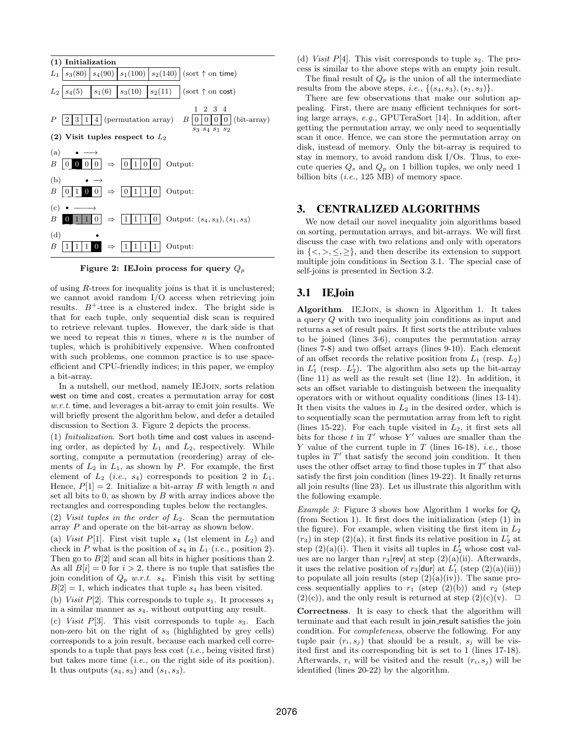**(1) Initialization**

$L_1$ | $s_3(80)$ | $s_4(90)$ | $s_1(100)$ | $s_2(140)$ | (sort ↑ on time)

$L_2$ | $s_4(5)$ | $s_1(6)$ | $s_3(10)$ | $s_2(11)$ | (sort ↑ on cost)

$P$ | 2 | 3 | 1 | 4 | (permutation array) $B$ | 0 | 0 | 0 | 0 | (bit-array), with indices 1 2 3 4 above and $s_3$ $s_4$ $s_1$ $s_2$ below

**(2) Visit tuples respect to $L_2$**

(a) $B$ | 0 | 0 | 0 | 0 | ⇒ | 0 | 1 | 0 | 0 | Output:

(b) $B$ | 0 | 1 | 0 | 0 | ⇒ | 0 | 1 | 1 | 0 | Output:

(c) $B$ | 0 | 1 | 1 | 0 | ⇒ | 1 | 1 | 1 | 0 | Output: $(s_4, s_3), (s_1, s_3)$

(d) $B$ | 1 | 1 | 1 | 0 | ⇒ | 1 | 1 | 1 | 1 | Output:

**Figure 2: IEJoin process for query $Q_p$**

of using $R$-trees for inequality joins is that it is unclustered; we cannot avoid random I/O access when retrieving join results. $B^+$-tree is a clustered index. The bright side is that for each tuple, only sequential disk scan is required to retrieve relevant tuples. However, the dark side is that we need to repeat this $n$ times, where $n$ is the number of tuples, which is prohibitively expensive. When confronted with such problems, one common practice is to use space-efficient and CPU-friendly indices; in this paper, we employ a bit-array.

In a nutshell, our method, namely IEJoin, sorts relation west on time and cost, creates a permutation array for cost *w.r.t.* time, and leverages a bit-array to emit join results. We will briefly present the algorithm below, and defer a detailed discussion to Section 3. Figure 2 depicts the process.

(1) *Initialization*. Sort both time and cost values in ascending order, as depicted by $L_1$ and $L_2$, respectively. While sorting, compute a permutation (reordering) array of elements of $L_2$ in $L_1$, as shown by $P$. For example, the first element of $L_2$ (*i.e.,* $s_4$) corresponds to position 2 in $L_1$. Hence, $P[1] = 2$. Initialize a bit-array $B$ with length $n$ and set all bits to 0, as shown by $B$ with array indices above the rectangles and corresponding tuples below the rectangles.

(2) *Visit tuples in the order of* $L_2$. Scan the permutation array $P$ and operate on the bit-array as shown below.

(a) *Visit* $P[1]$. First visit tuple $s_4$ (1st element in $L_2$) and check in $P$ what is the position of $s_4$ in $L_1$ (*i.e.,* position 2). Then go to $B[2]$ and scan all bits in higher positions than 2. As all $B[i] = 0$ for $i > 2$, there is no tuple that satisfies the join condition of $Q_p$ *w.r.t.* $s_4$. Finish this visit by setting $B[2] = 1$, which indicates that tuple $s_4$ has been visited.

(b) *Visit* $P[2]$. This corresponds to tuple $s_1$. It processes $s_1$ in a similar manner as $s_4$, without outputting any result.

(c) *Visit* $P[3]$. This visit corresponds to tuple $s_3$. Each non-zero bit on the right of $s_3$ (highlighted by grey cells) corresponds to a join result, because each marked cell corresponds to a tuple that pays less cost (*i.e.,* being visited first) but takes more time (*i.e.,* on the right side of its position). It thus outputs $(s_4, s_3)$ and $(s_1, s_3)$.

(d) *Visit* $P[4]$. This visit corresponds to tuple $s_2$. The process is similar to the above steps with an empty join result.

The final result of $Q_p$ is the union of all the intermediate results from the above steps, *i.e.,* $\{(s_4, s_3), (s_1, s_3)\}$.

There are few observations that make our solution appealing. First, there are many efficient techniques for sorting large arrays, *e.g.,* GPUTeraSort [14]. In addition, after getting the permutation array, we only need to sequentially scan it once. Hence, we can store the permutation array on disk, instead of memory. Only the bit-array is required to stay in memory, to avoid random disk I/Os. Thus, to execute queries $Q_s$ and $Q_p$ on 1 billion tuples, we only need 1 billion bits (*i.e.,* 125 MB) of memory space.

## 3. CENTRALIZED ALGORITHMS

We now detail our novel inequality join algorithms based on sorting, permutation arrays, and bit-arrays. We will first discuss the case with two relations and only with operators in $\{<, >, \leq, \geq\}$, and then describe its extension to support multiple join conditions in Section 3.1. The special case of self-joins is presented in Section 3.2.

### 3.1 IEJoin

**Algorithm**. IEJoin, is shown in Algorithm 1. It takes a query $Q$ with two inequality join conditions as input and returns a set of result pairs. It first sorts the attribute values to be joined (lines 3-6), computes the permutation array (lines 7-8) and two offset arrays (lines 9-10). Each element of an offset records the relative position from $L_1$ (resp. $L_2$) in $L'_1$ (resp. $L'_2$). The algorithm also sets up the bit-array (line 11) as well as the result set (line 12). In addition, it sets an offset variable to distinguish between the inequality operators with or without equality conditions (lines 13-14). It then visits the values in $L_2$ in the desired order, which is to sequentially scan the permutation array from left to right (lines 15-22). For each tuple visited in $L_2$, it first sets all bits for those $t$ in $T'$ whose $Y'$ values are smaller than the $Y$ value of the current tuple in $T$ (lines 16-18), *i.e.,* those tuples in $T'$ that satisfy the second join condition. It then uses the other offset array to find those tuples in $T'$ that also satisfy the first join condition (lines 19-22). It finally returns all join results (line 23). Let us illustrate this algorithm with the following example.

*Example 3:* Figure 3 shows how Algorithm 1 works for $Q_t$ (from Section 1). It first does the initialization (step (1) in the figure). For example, when visiting the first item in $L_2$ ($r_3$) in step (2)(a), it first finds its relative position in $L'_2$ at step (2)(a)(i). Then it visits all tuples in $L'_2$ whose cost values are no larger than $r_3$[rev] at step (2)(a)(ii). Afterwards, it uses the relative position of $r_3$[dur] at $L'_1$ (step (2)(a)(iii)) to populate all join results (step (2)(a)(iv)). The same process sequentially applies to $r_1$ (step (2)(b)) and $r_2$ (step (2)(c)), and the only result is returned at step (2)(c)(v). □

**Correctness**. It is easy to check that the algorithm will terminate and that each result in join_result satisfies the join condition. For *completeness*, observe the following. For any tuple pair $(r_i, s_j)$ that should be a result, $s_j$ will be visited first and its corresponding bit is set to 1 (lines 17-18). Afterwards, $r_i$ will be visited and the result $(r_i, s_j)$ will be identified (lines 20-22) by the algorithm.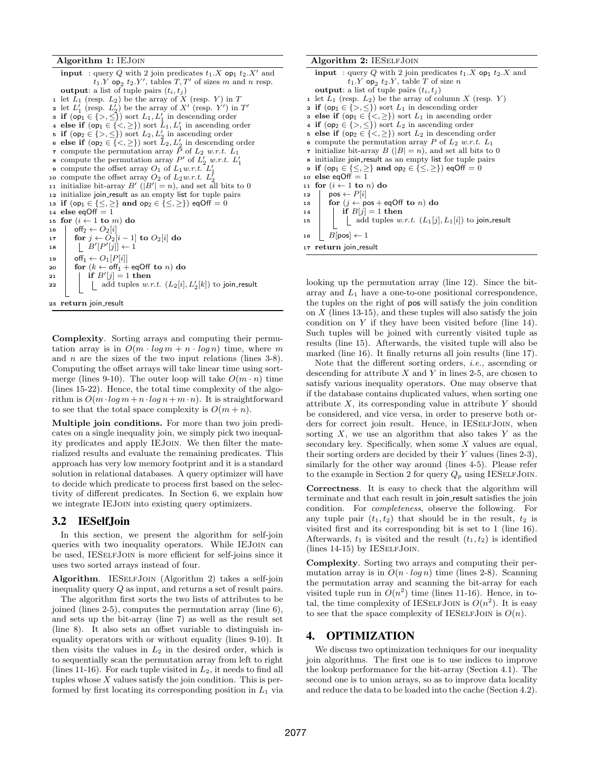**Algorithm 1:** IEJoin

```
input : query Q with 2 join predicates t1.X op1 t2.X' and
        t1.Y op2 t2.Y', tables T, T' of sizes m and n resp.
output: a list of tuple pairs (ti, tj)
1  let L1 (resp. L2) be the array of X (resp. Y) in T
2  let L'1 (resp. L'2) be the array of X' (resp. Y') in T'
3  if (op1 ∈ {>, ≤}) sort L1, L'1 in descending order
4  else if (op1 ∈ {<, ≥}) sort L1, L'1 in ascending order
5  if (op2 ∈ {>, ≤}) sort L2, L'2 in ascending order
6  else if (op2 ∈ {<, ≥}) sort L2, L'2 in descending order
7  compute the permutation array P of L2 w.r.t. L1
8  compute the permutation array P' of L'2 w.r.t. L'1
9  compute the offset array O1 of L1 w.r.t. L'1
10 compute the offset array O2 of L2 w.r.t. L'2
11 initialize bit-array B' (|B'| = n), and set all bits to 0
12 initialize join_result as an empty list for tuple pairs
13 if (op1 ∈ {≤, ≥} and op2 ∈ {≤, ≥}) eqOff = 0
14 else eqOff = 1
15 for (i ← 1 to m) do
16     off2 ← O2[i]
17     for j ← O2[i − 1] to O2[i] do
18         B'[P'[j]] ← 1
19     off1 ← O1[P[i]]
20     for (k ← off1 + eqOff to n) do
21         if B'[j] = 1 then
22             add tuples w.r.t. (L2[i], L'2[k]) to join_result
23 return join_result
```

**Complexity**. Sorting arrays and computing their permutation array is in $O(m \cdot log\, m + n \cdot log\, n)$ time, where $m$ and $n$ are the sizes of the two input relations (lines 3-8). Computing the offset arrays will take linear time using sort-merge (lines 9-10). The outer loop will take $O(m \cdot n)$ time (lines 15-22). Hence, the total time complexity of the algorithm is $O(m \cdot log\, m + n \cdot log\, n + m \cdot n)$. It is straightforward to see that the total space complexity is $O(m + n)$.

**Multiple join conditions.** For more than two join predicates on a single inequality join, we simply pick two inequality predicates and apply IEJoin. We then filter the materialized results and evaluate the remaining predicates. This approach has very low memory footprint and it is a standard solution in relational databases. A query optimizer will have to decide which predicate to process first based on the selectivity of different predicates. In Section 6, we explain how we integrate IEJoin into existing query optimizers.

## 3.2 IESelfJoin

In this section, we present the algorithm for self-join queries with two inequality operators. While IEJoin can be used, IESelfJoin is more efficient for self-joins since it uses two sorted arrays instead of four.

**Algorithm**. IESelfJoin (Algorithm 2) takes a self-join inequality query $Q$ as input, and returns a set of result pairs.

The algorithm first sorts the two lists of attributes to be joined (lines 2-5), computes the permutation array (line 6), and sets up the bit-array (line 7) as well as the result set (line 8). It also sets an offset variable to distinguish inequality operators with or without equality (lines 9-10). It then visits the values in $L_2$ in the desired order, which is to sequentially scan the permutation array from left to right (lines 11-16). For each tuple visited in $L_2$, it needs to find all tuples whose $X$ values satisfy the join condition. This is performed by first locating its corresponding position in $L_1$ via looking up the permutation array (line 12). Since the bit-array and $L_1$ have a one-to-one positional correspondence, the tuples on the right of pos will satisfy the join condition on $X$ (lines 13-15), and these tuples will also satisfy the join condition on $Y$ if they have been visited before (line 14). Such tuples will be joined with currently visited tuple as results (line 15). Afterwards, the visited tuple will also be marked (line 16). It finally returns all join results (line 17).

**Algorithm 2:** IESelfJoin

```
input : query Q with 2 join predicates t1.X op1 t2.X and
        t1.Y op2 t2.Y, table T of size n
output: a list of tuple pairs (ti, tj)
1  let L1 (resp. L2) be the array of column X (resp. Y)
2  if (op1 ∈ {>, ≤}) sort L1 in descending order
3  else if (op1 ∈ {<, ≥}) sort L1 in ascending order
4  if (op2 ∈ {>, ≤}) sort L2 in ascending order
5  else if (op2 ∈ {<, ≥}) sort L2 in descending order
6  compute the permutation array P of L2 w.r.t. L1
7  initialize bit-array B (|B| = n), and set all bits to 0
8  initialize join_result as an empty list for tuple pairs
9  if (op1 ∈ {≤, ≥} and op2 ∈ {≤, ≥}) eqOff = 0
10 else eqOff = 1
11 for (i ← 1 to n) do
12     pos ← P[i]
13     for (j ← pos + eqOff to n) do
14         if B[j] = 1 then
15             add tuples w.r.t. (L1[j], L1[i]) to join_result
16     B[pos] ← 1
17 return join_result
```

Note that the different sorting orders, *i.e.,* ascending or descending for attribute $X$ and $Y$ in lines 2-5, are chosen to satisfy various inequality operators. One may observe that if the database contains duplicated values, when sorting one attribute $X$, its corresponding value in attribute $Y$ should be considered, and vice versa, in order to preserve both orders for correct join result. Hence, in IESelfJoin, when sorting $X$, we use an algorithm that also takes $Y$ as the secondary key. Specifically, when some $X$ values are equal, their sorting orders are decided by their $Y$ values (lines 2-3), similarly for the other way around (lines 4-5). Please refer to the example in Section 2 for query $Q_p$ using IESelfJoin.

**Correctness**. It is easy to check that the algorithm will terminate and that each result in join_result satisfies the join condition. For *completeness*, observe the following. For any tuple pair $(t_1, t_2)$ that should be in the result, $t_2$ is visited first and its corresponding bit is set to 1 (line 16). Afterwards, $t_1$ is visited and the result $(t_1, t_2)$ is identified (lines 14-15) by IESelfJoin.

**Complexity**. Sorting two arrays and computing their permutation array is in $O(n \cdot log\, n)$ time (lines 2-8). Scanning the permutation array and scanning the bit-array for each visited tuple run in $O(n^2)$ time (lines 11-16). Hence, in total, the time complexity of IESelfJoin is $O(n^2)$. It is easy to see that the space complexity of IESelfJoin is $O(n)$.

# 4. OPTIMIZATION

We discuss two optimization techniques for our inequality join algorithms. The first one is to use indices to improve the lookup performance for the bit-array (Section 4.1). The second one is to union arrays, so as to improve data locality and reduce the data to be loaded into the cache (Section 4.2).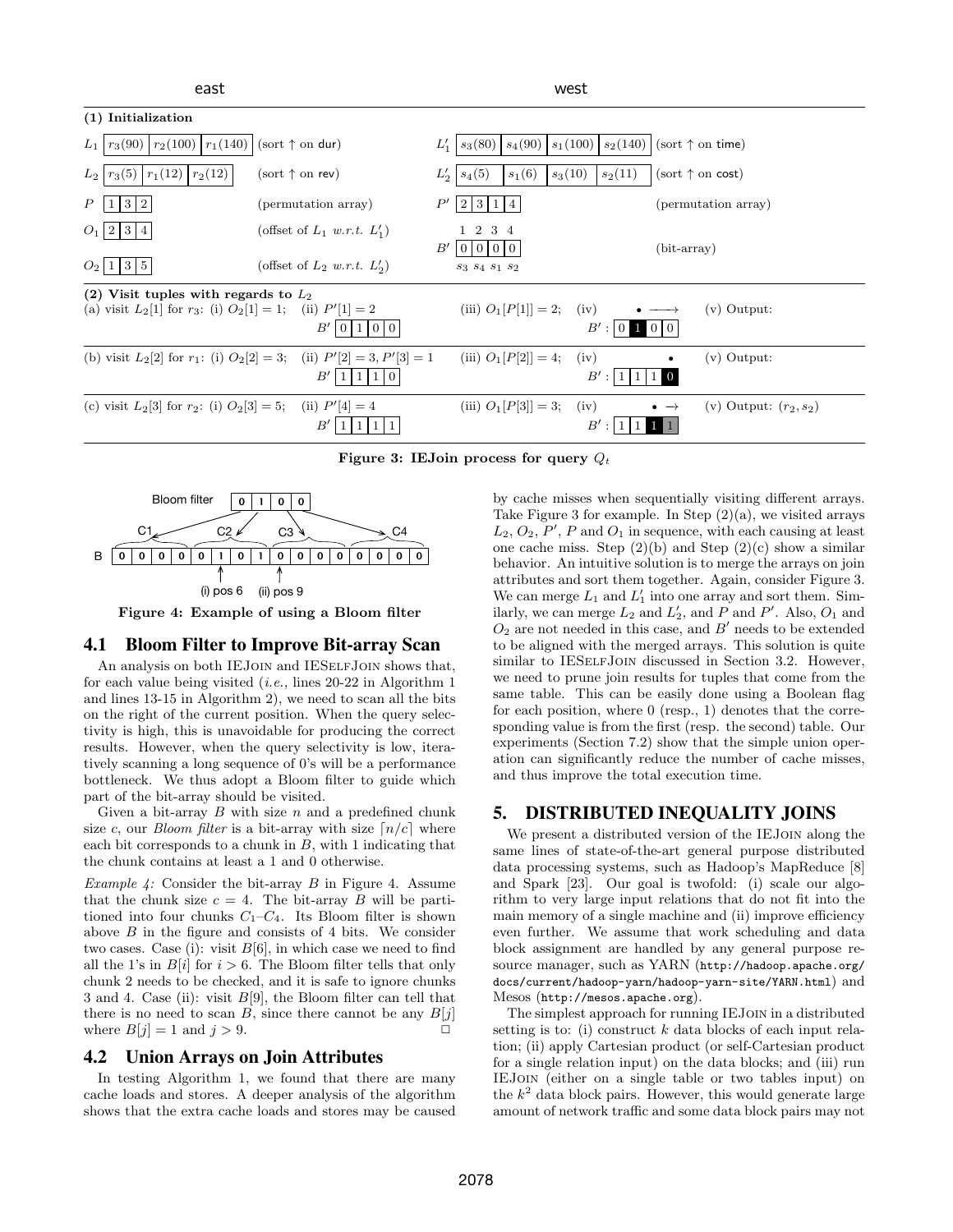| east | | west | |
|---|---|---|---|
| **(1) Initialization** | | | |
| $L_1$ [ $r_3(90)$ \| $r_2(100)$ \| $r_1(140)$ ] | (sort ↑ on dur) | $L'_1$ [ $s_3(80)$ \| $s_4(90)$ \| $s_1(100)$ \| $s_2(140)$ ] | (sort ↑ on time) |
| $L_2$ [ $r_3(5)$ \| $r_1(12)$ \| $r_2(12)$ ] | (sort ↑ on rev) | $L'_2$ [ $s_4(5)$ \| $s_1(6)$ \| $s_3(10)$ \| $s_2(11)$ ] | (sort ↑ on cost) |
| $P$ [ 1 \| 3 \| 2 ] | (permutation array) | $P'$ [ 2 \| 3 \| 1 \| 4 ] | (permutation array) |
| $O_1$ [ 2 \| 3 \| 4 ] | (offset of $L_1$ *w.r.t.* $L'_1$) | $B'$ [ 0 \| 0 \| 0 \| 0 ] (positions 1 2 3 4; $s_3$ $s_4$ $s_1$ $s_2$) | (bit-array) |
| $O_2$ [ 1 \| 3 \| 5 ] | (offset of $L_2$ *w.r.t.* $L'_2$) | | |

| **(2) Visit tuples with regards to $L_2$** | | | | |
|---|---|---|---|---|
| (a) visit $L_2[1]$ for $r_3$: (i) $O_2[1] = 1$; | (ii) $P'[1] = 2$ $B'$ [ 0 \| 1 \| 0 \| 0 ] | (iii) $O_1[P[1]] = 2$; | (iv) $B'$: [ 0 \| 1 \| 0 \| 0 ] | (v) Output: |
| (b) visit $L_2[2]$ for $r_1$: (i) $O_2[2] = 3$; | (ii) $P'[2] = 3, P'[3] = 1$ $B'$ [ 1 \| 1 \| 1 \| 0 ] | (iii) $O_1[P[2]] = 4$; | (iv) $B'$: [ 1 \| 1 \| 1 \| 0 ] | (v) Output: |
| (c) visit $L_2[3]$ for $r_2$: (i) $O_2[3] = 5$; | (ii) $P'[4] = 4$ $B'$ [ 1 \| 1 \| 1 \| 1 ] | (iii) $O_1[P[3]] = 3$; | (iv) $B'$: [ 1 \| 1 \| 1 \| 1 ] | (v) Output: $(r_2, s_2)$ |

**Figure 3: IEJoin process for query $Q_t$**

| Bloom filter | 0 | 1 | 0 | 0 |
|---|---|---|---|---|
| Chunks | C1 | C2 | C3 | C4 |
| B | 0 0 0 0 | 0 1 0 1 | 0 0 0 0 | 0 0 0 0 |

(i) pos 6 (ii) pos 9

**Figure 4: Example of using a Bloom filter**

## 4.1 Bloom Filter to Improve Bit-array Scan

An analysis on both IEJOIN and IESELFJOIN shows that, for each value being visited (*i.e.,* lines 20-22 in Algorithm 1 and lines 13-15 in Algorithm 2), we need to scan all the bits on the right of the current position. When the query selectivity is high, this is unavoidable for producing the correct results. However, when the query selectivity is low, iteratively scanning a long sequence of 0's will be a performance bottleneck. We thus adopt a Bloom filter to guide which part of the bit-array should be visited.

Given a bit-array $B$ with size $n$ and a predefined chunk size $c$, our *Bloom filter* is a bit-array with size $\lceil n/c \rceil$ where each bit corresponds to a chunk in $B$, with 1 indicating that the chunk contains at least a 1 and 0 otherwise.

*Example 4:* Consider the bit-array $B$ in Figure 4. Assume that the chunk size $c = 4$. The bit-array $B$ will be partitioned into four chunks $C_1$–$C_4$. Its Bloom filter is shown above $B$ in the figure and consists of 4 bits. We consider two cases. Case (i): visit $B[6]$, in which case we need to find all the 1's in $B[i]$ for $i > 6$. The Bloom filter tells that only chunk 2 needs to be checked, and it is safe to ignore chunks 3 and 4. Case (ii): visit $B[9]$, the Bloom filter can tell that there is no need to scan $B$, since there cannot be any $B[j]$ where $B[j] = 1$ and $j > 9$. □

## 4.2 Union Arrays on Join Attributes

In testing Algorithm 1, we found that there are many cache loads and stores. A deeper analysis of the algorithm shows that the extra cache loads and stores may be caused by cache misses when sequentially visiting different arrays. Take Figure 3 for example. In Step (2)(a), we visited arrays $L_2$, $O_2$, $P'$, $P$ and $O_1$ in sequence, with each causing at least one cache miss. Step (2)(b) and Step (2)(c) show a similar behavior. An intuitive solution is to merge the arrays on join attributes and sort them together. Again, consider Figure 3. We can merge $L_1$ and $L'_1$ into one array and sort them. Similarly, we can merge $L_2$ and $L'_2$, and $P$ and $P'$. Also, $O_1$ and $O_2$ are not needed in this case, and $B'$ needs to be extended to be aligned with the merged arrays. This solution is quite similar to IESELFJOIN discussed in Section 3.2. However, we need to prune join results for tuples that come from the same table. This can be easily done using a Boolean flag for each position, where 0 (resp., 1) denotes that the corresponding value is from the first (resp. the second) table. Our experiments (Section 7.2) show that the simple union operation can significantly reduce the number of cache misses, and thus improve the total execution time.

# 5. DISTRIBUTED INEQUALITY JOINS

We present a distributed version of the IEJOIN along the same lines of state-of-the-art general purpose distributed data processing systems, such as Hadoop's MapReduce [8] and Spark [23]. Our goal is twofold: (i) scale our algorithm to very large input relations that do not fit into the main memory of a single machine and (ii) improve efficiency even further. We assume that work scheduling and data block assignment are handled by any general purpose resource manager, such as YARN (http://hadoop.apache.org/docs/current/hadoop-yarn/hadoop-yarn-site/YARN.html) and Mesos (http://mesos.apache.org).

The simplest approach for running IEJOIN in a distributed setting is to: (i) construct $k$ data blocks of each input relation; (ii) apply Cartesian product (or self-Cartesian product for a single relation input) on the data blocks; and (iii) run IEJOIN (either on a single table or two tables input) on the $k^2$ data block pairs. However, this would generate large amount of network traffic and some data block pairs may not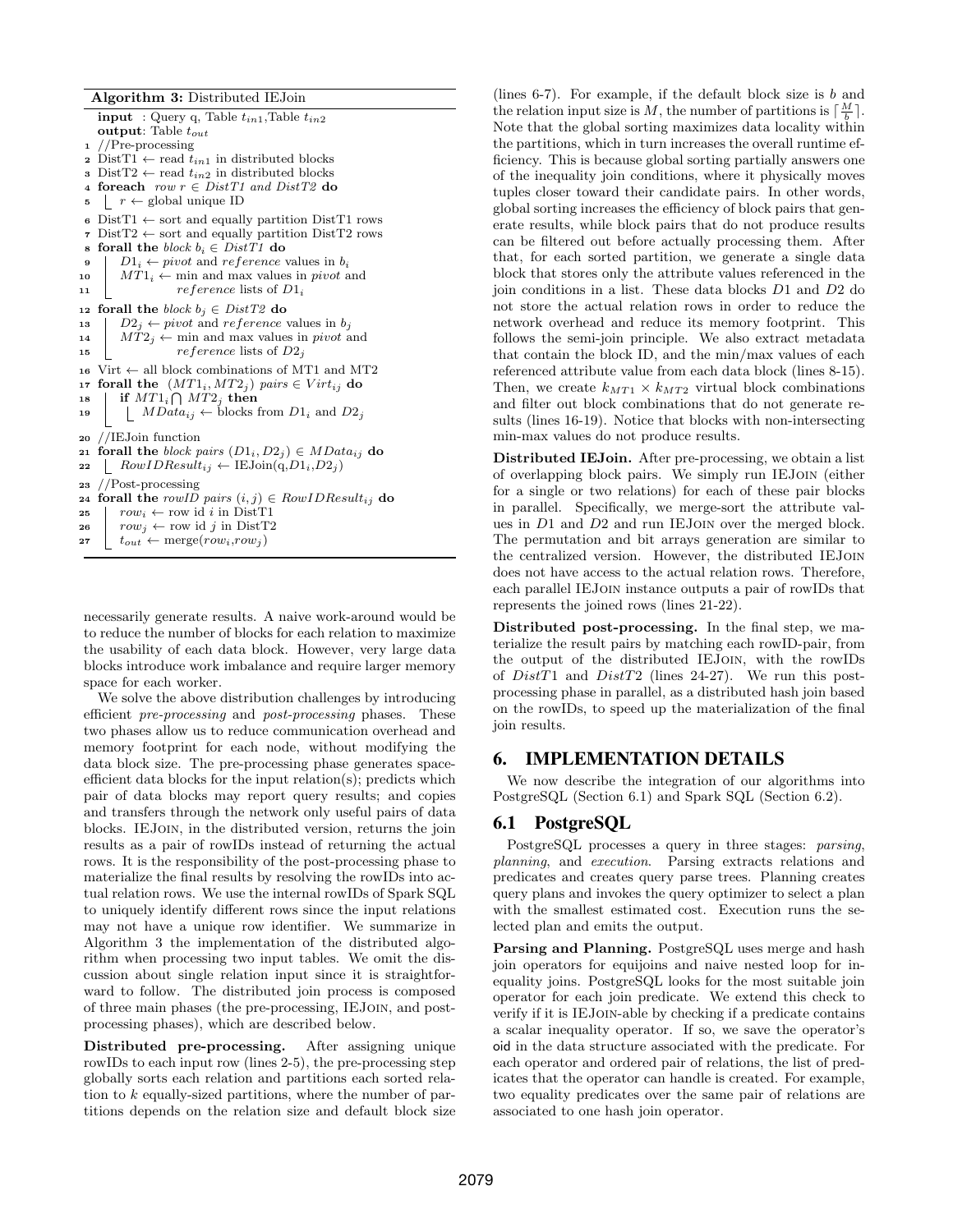**Algorithm 3:** Distributed IEJoin

```
input : Query q, Table t_in1, Table t_in2
output: Table t_out
1  //Pre-processing
2  DistT1 ← read t_in1 in distributed blocks
3  DistT2 ← read t_in2 in distributed blocks
4  foreach row r ∈ DistT1 and DistT2 do
5      r ← global unique ID
6  DistT1 ← sort and equally partition DistT1 rows
7  DistT2 ← sort and equally partition DistT2 rows
8  forall the block b_i ∈ DistT1 do
9      D1_i ← pivot and reference values in b_i
10     MT1_i ← min and max values in pivot and
11             reference lists of D1_i
12 forall the block b_j ∈ DistT2 do
13     D2_j ← pivot and reference values in b_j
14     MT2_j ← min and max values in pivot and
15             reference lists of D2_j
16 Virt ← all block combinations of MT1 and MT2
17 forall the (MT1_i, MT2_j) pairs ∈ Virt_ij do
18     if MT1_i ∩ MT2_j then
19         MData_ij ← blocks from D1_i and D2_j
20 //IEJoin function
21 forall the block pairs (D1_i, D2_j) ∈ MData_ij do
22     RowIDResult_ij ← IEJoin(q, D1_i, D2_j)
23 //Post-processing
24 forall the rowID pairs (i, j) ∈ RowIDResult_ij do
25     row_i ← row id i in DistT1
26     row_j ← row id j in DistT2
27     t_out ← merge(row_i, row_j)
```

necessarily generate results. A naive work-around would be to reduce the number of blocks for each relation to maximize the usability of each data block. However, very large data blocks introduce work imbalance and require larger memory space for each worker.

We solve the above distribution challenges by introducing efficient *pre-processing* and *post-processing* phases. These two phases allow us to reduce communication overhead and memory footprint for each node, without modifying the data block size. The pre-processing phase generates space-efficient data blocks for the input relation(s); predicts which pair of data blocks may report query results; and copies and transfers through the network only useful pairs of data blocks. IEJoin, in the distributed version, returns the join results as a pair of rowIDs instead of returning the actual rows. It is the responsibility of the post-processing phase to materialize the final results by resolving the rowIDs into actual relation rows. We use the internal rowIDs of Spark SQL to uniquely identify different rows since the input relations may not have a unique row identifier. We summarize in Algorithm 3 the implementation of the distributed algorithm when processing two input tables. We omit the discussion about single relation input since it is straightforward to follow. The distributed join process is composed of three main phases (the pre-processing, IEJoin, and post-processing phases), which are described below.

**Distributed pre-processing.** After assigning unique rowIDs to each input row (lines 2-5), the pre-processing step globally sorts each relation and partitions each sorted relation to $k$ equally-sized partitions, where the number of partitions depends on the relation size and default block size (lines 6-7). For example, if the default block size is $b$ and the relation input size is $M$, the number of partitions is $\lceil \frac{M}{b} \rceil$. Note that the global sorting maximizes data locality within the partitions, which in turn increases the overall runtime efficiency. This is because global sorting partially answers one of the inequality join conditions, where it physically moves tuples closer toward their candidate pairs. In other words, global sorting increases the efficiency of block pairs that generate results, while block pairs that do not produce results can be filtered out before actually processing them. After that, for each sorted partition, we generate a single data block that stores only the attribute values referenced in the join conditions in a list. These data blocks $D1$ and $D2$ do not store the actual relation rows in order to reduce the network overhead and reduce its memory footprint. This follows the semi-join principle. We also extract metadata that contain the block ID, and the min/max values of each referenced attribute value from each data block (lines 8-15). Then, we create $k_{MT1} \times k_{MT2}$ virtual block combinations and filter out block combinations that do not generate results (lines 16-19). Notice that blocks with non-intersecting min-max values do not produce results.

**Distributed IEJoin.** After pre-processing, we obtain a list of overlapping block pairs. We simply run IEJoin (either for a single or two relations) for each of these pair blocks in parallel. Specifically, we merge-sort the attribute values in $D1$ and $D2$ and run IEJoin over the merged block. The permutation and bit arrays generation are similar to the centralized version. However, the distributed IEJoin does not have access to the actual relation rows. Therefore, each parallel IEJoin instance outputs a pair of rowIDs that represents the joined rows (lines 21-22).

**Distributed post-processing.** In the final step, we materialize the result pairs by matching each rowID-pair, from the output of the distributed IEJoin, with the rowIDs of $DistT1$ and $DistT2$ (lines 24-27). We run this post-processing phase in parallel, as a distributed hash join based on the rowIDs, to speed up the materialization of the final join results.

## 6. IMPLEMENTATION DETAILS

We now describe the integration of our algorithms into PostgreSQL (Section 6.1) and Spark SQL (Section 6.2).

### 6.1 PostgreSQL

PostgreSQL processes a query in three stages: *parsing*, *planning*, and *execution*. Parsing extracts relations and predicates and creates query parse trees. Planning creates query plans and invokes the query optimizer to select a plan with the smallest estimated cost. Execution runs the selected plan and emits the output.

**Parsing and Planning.** PostgreSQL uses merge and hash join operators for equijoins and naive nested loop for inequality joins. PostgreSQL looks for the most suitable join operator for each join predicate. We extend this check to verify if it is IEJoin-able by checking if a predicate contains a scalar inequality operator. If so, we save the operator's oid in the data structure associated with the predicate. For each operator and ordered pair of relations, the list of predicates that the operator can handle is created. For example, two equality predicates over the same pair of relations are associated to one hash join operator.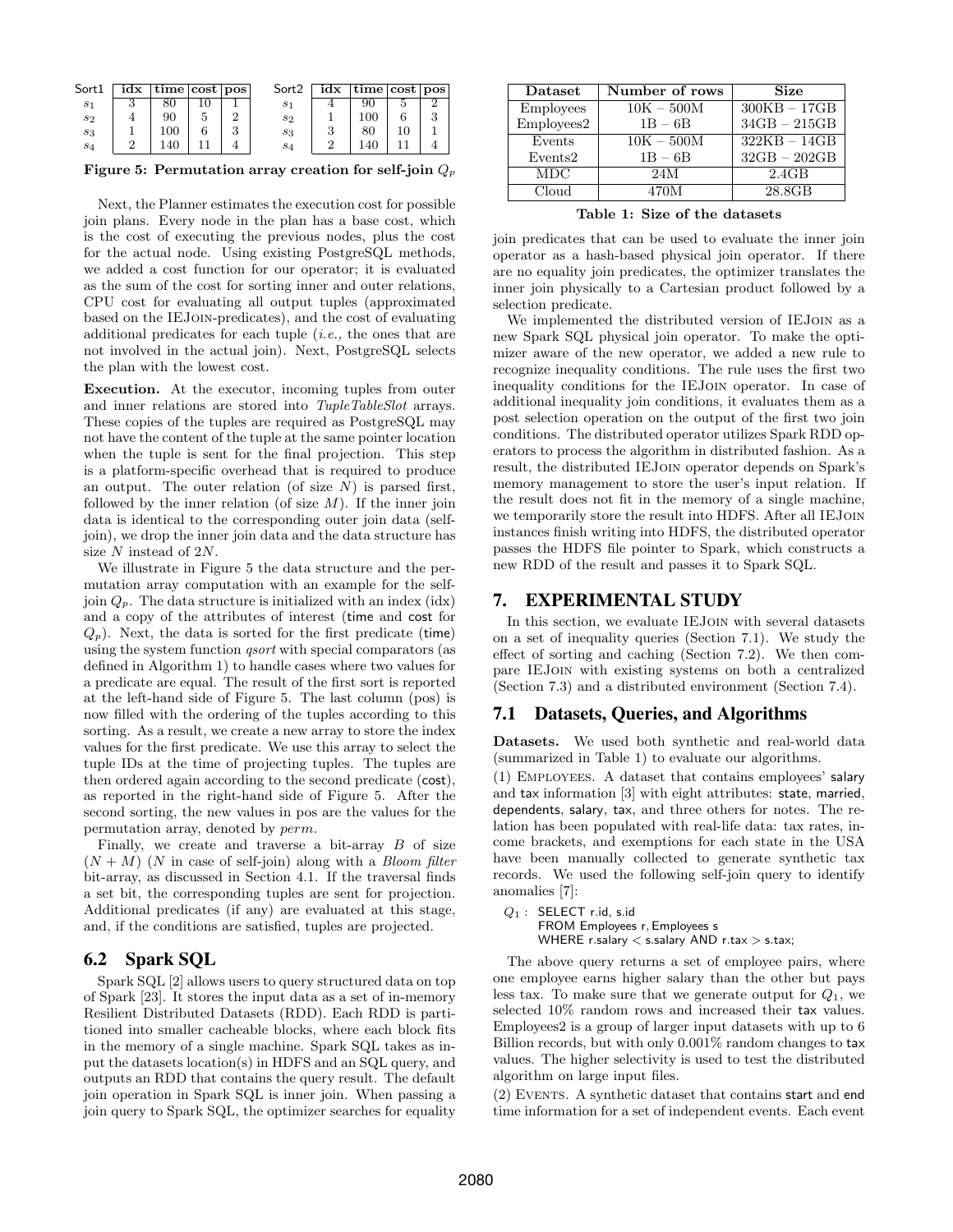| Sort1 | idx | time | cost | pos |
| --- | --- | --- | --- | --- |
| $s_1$ | 3 | 80 | 10 | 1 |
| $s_2$ | 4 | 90 | 5 | 2 |
| $s_3$ | 1 | 100 | 6 | 3 |
| $s_4$ | 2 | 140 | 11 | 4 |

| Sort2 | idx | time | cost | pos |
| --- | --- | --- | --- | --- |
| $s_1$ | 4 | 90 | 5 | 2 |
| $s_2$ | 1 | 100 | 6 | 3 |
| $s_3$ | 3 | 80 | 10 | 1 |
| $s_4$ | 2 | 140 | 11 | 4 |

**Figure 5: Permutation array creation for self-join $Q_p$**

Next, the Planner estimates the execution cost for possible join plans. Every node in the plan has a base cost, which is the cost of executing the previous nodes, plus the cost for the actual node. Using existing PostgreSQL methods, we added a cost function for our operator; it is evaluated as the sum of the cost for sorting inner and outer relations, CPU cost for evaluating all output tuples (approximated based on the IEJoin-predicates), and the cost of evaluating additional predicates for each tuple (*i.e.,* the ones that are not involved in the actual join). Next, PostgreSQL selects the plan with the lowest cost.

**Execution.** At the executor, incoming tuples from outer and inner relations are stored into *TupleTableSlot* arrays. These copies of the tuples are required as PostgreSQL may not have the content of the tuple at the same pointer location when the tuple is sent for the final projection. This step is a platform-specific overhead that is required to produce an output. The outer relation (of size $N$) is parsed first, followed by the inner relation (of size $M$). If the inner join data is identical to the corresponding outer join data (self-join), we drop the inner join data and the data structure has size $N$ instead of $2N$.

We illustrate in Figure 5 the data structure and the permutation array computation with an example for the self-join $Q_p$. The data structure is initialized with an index (idx) and a copy of the attributes of interest (time and cost for $Q_p$). Next, the data is sorted for the first predicate (time) using the system function *qsort* with special comparators (as defined in Algorithm 1) to handle cases where two values for a predicate are equal. The result of the first sort is reported at the left-hand side of Figure 5. The last column (pos) is now filled with the ordering of the tuples according to this sorting. As a result, we create a new array to store the index values for the first predicate. We use this array to select the tuple IDs at the time of projecting tuples. The tuples are then ordered again according to the second predicate (cost), as reported in the right-hand side of Figure 5. After the second sorting, the new values in pos are the values for the permutation array, denoted by *perm*.

Finally, we create and traverse a bit-array $B$ of size $(N + M)$ ($N$ in case of self-join) along with a *Bloom filter* bit-array, as discussed in Section 4.1. If the traversal finds a set bit, the corresponding tuples are sent for projection. Additional predicates (if any) are evaluated at this stage, and, if the conditions are satisfied, tuples are projected.

## 6.2 Spark SQL

Spark SQL [2] allows users to query structured data on top of Spark [23]. It stores the input data as a set of in-memory Resilient Distributed Datasets (RDD). Each RDD is partitioned into smaller cacheable blocks, where each block fits in the memory of a single machine. Spark SQL takes as input the datasets location(s) in HDFS and an SQL query, and outputs an RDD that contains the query result. The default join operation in Spark SQL is inner join. When passing a join query to Spark SQL, the optimizer searches for equality join predicates that can be used to evaluate the inner join operator as a hash-based physical join operator. If there are no equality join predicates, the optimizer translates the inner join physically to a Cartesian product followed by a selection predicate.

We implemented the distributed version of IEJoin as a new Spark SQL physical join operator. To make the optimizer aware of the new operator, we added a new rule to recognize inequality conditions. The rule uses the first two inequality conditions for the IEJoin operator. In case of additional inequality join conditions, it evaluates them as a post selection operation on the output of the first two join conditions. The distributed operator utilizes Spark RDD operators to process the algorithm in distributed fashion. As a result, the distributed IEJoin operator depends on Spark's memory management to store the user's input relation. If the result does not fit in the memory of a single machine, we temporarily store the result into HDFS. After all IEJoin instances finish writing into HDFS, the distributed operator passes the HDFS file pointer to Spark, which constructs a new RDD of the result and passes it to Spark SQL.

| Dataset | Number of rows | Size |
| --- | --- | --- |
| Employees | 10K – 500M | 300KB – 17GB |
| Employees2 | 1B – 6B | 34GB – 215GB |
| Events | 10K – 500M | 322KB – 14GB |
| Events2 | 1B – 6B | 32GB – 202GB |
| MDC | 24M | 2.4GB |
| Cloud | 470M | 28.8GB |

**Table 1: Size of the datasets**

# 7. EXPERIMENTAL STUDY

In this section, we evaluate IEJoin with several datasets on a set of inequality queries (Section 7.1). We study the effect of sorting and caching (Section 7.2). We then compare IEJoin with existing systems on both a centralized (Section 7.3) and a distributed environment (Section 7.4).

## 7.1 Datasets, Queries, and Algorithms

**Datasets.** We used both synthetic and real-world data (summarized in Table 1) to evaluate our algorithms.

(1) Employees. A dataset that contains employees' salary and tax information [3] with eight attributes: state, married, dependents, salary, tax, and three others for notes. The relation has been populated with real-life data: tax rates, income brackets, and exemptions for each state in the USA have been manually collected to generate synthetic tax records. We used the following self-join query to identify anomalies [7]:

```
Q1 : SELECT r.id, s.id
     FROM Employees r, Employees s
     WHERE r.salary < s.salary AND r.tax > s.tax;
```

The above query returns a set of employee pairs, where one employee earns higher salary than the other but pays less tax. To make sure that we generate output for $Q_1$, we selected 10% random rows and increased their tax values. Employees2 is a group of larger input datasets with up to 6 Billion records, but with only 0.001% random changes to tax values. The higher selectivity is used to test the distributed algorithm on large input files.

(2) Events. A synthetic dataset that contains start and end time information for a set of independent events. Each event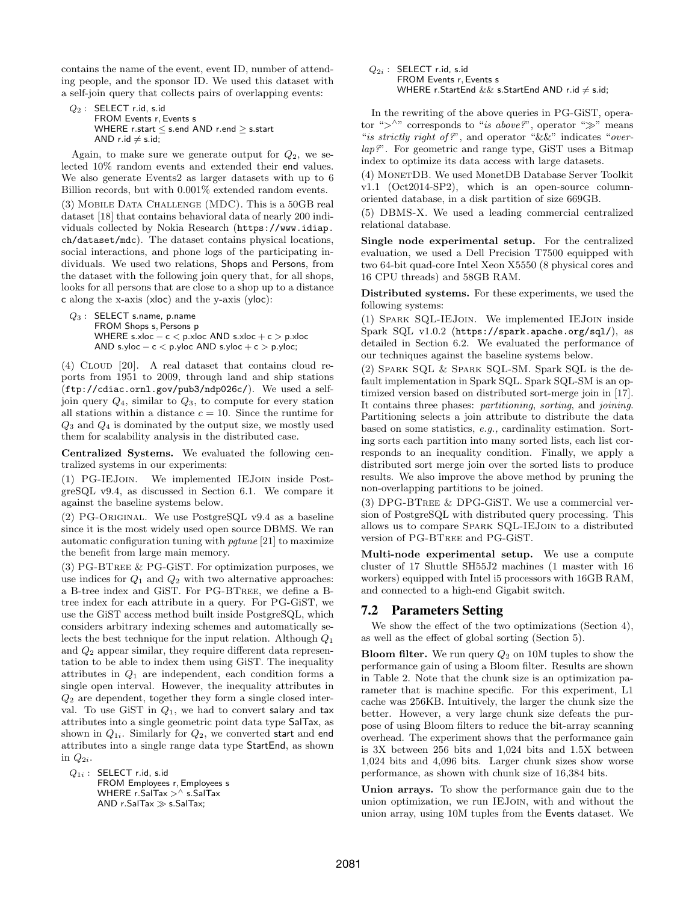contains the name of the event, event ID, number of attending people, and the sponsor ID. We used this dataset with a self-join query that collects pairs of overlapping events:

```
Q2 : SELECT r.id, s.id
     FROM Events r, Events s
     WHERE r.start ≤ s.end AND r.end ≥ s.start
     AND r.id ≠ s.id;
```

Again, to make sure we generate output for $Q_2$, we selected 10% random events and extended their end values. We also generate Events2 as larger datasets with up to 6 Billion records, but with 0.001% extended random events.

(3) Mobile Data Challenge (MDC). This is a 50GB real dataset [18] that contains behavioral data of nearly 200 individuals collected by Nokia Research (https://www.idiap.ch/dataset/mdc). The dataset contains physical locations, social interactions, and phone logs of the participating individuals. We used two relations, Shops and Persons, from the dataset with the following join query that, for all shops, looks for all persons that are close to a shop up to a distance c along the x-axis (xloc) and the y-axis (yloc):

```
Q3 : SELECT s.name, p.name
     FROM Shops s, Persons p
     WHERE s.xloc − c < p.xloc AND s.xloc + c > p.xloc
     AND s.yloc − c < p.yloc AND s.yloc + c > p.yloc;
```

(4) Cloud [20]. A real dataset that contains cloud reports from 1951 to 2009, through land and ship stations (ftp://cdiac.ornl.gov/pub3/ndp026c/). We used a self-join query $Q_4$, similar to $Q_3$, to compute for every station all stations within a distance $c = 10$. Since the runtime for $Q_3$ and $Q_4$ is dominated by the output size, we mostly used them for scalability analysis in the distributed case.

**Centralized Systems.** We evaluated the following centralized systems in our experiments:

(1) PG-IEJoin. We implemented IEJoin inside PostgreSQL v9.4, as discussed in Section 6.1. We compare it against the baseline systems below.

(2) PG-Original. We use PostgreSQL v9.4 as a baseline since it is the most widely used open source DBMS. We ran automatic configuration tuning with *pgtune* [21] to maximize the benefit from large main memory.

(3) PG-BTree & PG-GiST. For optimization purposes, we use indices for $Q_1$ and $Q_2$ with two alternative approaches: a B-tree index and GiST. For PG-BTree, we define a B-tree index for each attribute in a query. For PG-GiST, we use the GiST access method built inside PostgreSQL, which considers arbitrary indexing schemes and automatically selects the best technique for the input relation. Although $Q_1$ and $Q_2$ appear similar, they require different data representation to be able to index them using GiST. The inequality attributes in $Q_1$ are independent, each condition forms a single open interval. However, the inequality attributes in $Q_2$ are dependent, together they form a single closed interval. To use GiST in $Q_1$, we had to convert salary and tax attributes into a single geometric point data type SalTax, as shown in $Q_{1i}$. Similarly for $Q_2$, we converted start and end attributes into a single range data type StartEnd, as shown in $Q_{2i}$.

```
Q1i : SELECT r.id, s.id
      FROM Employees r, Employees s
      WHERE r.SalTax >^ s.SalTax
      AND r.SalTax ≫ s.SalTax;
```

```
Q2i : SELECT r.id, s.id
      FROM Events r, Events s
      WHERE r.StartEnd && s.StartEnd AND r.id ≠ s.id;
```

In the rewriting of the above queries in PG-GiST, operator "$>^\wedge$" corresponds to "*is above?*", operator "$\gg$" means "*is strictly right of?*", and operator "&&" indicates "*overlap?*". For geometric and range type, GiST uses a Bitmap index to optimize its data access with large datasets.

(4) MonetDB. We used MonetDB Database Server Toolkit v1.1 (Oct2014-SP2), which is an open-source column-oriented database, in a disk partition of size 669GB.

(5) DBMS-X. We used a leading commercial centralized relational database.

**Single node experimental setup.** For the centralized evaluation, we used a Dell Precision T7500 equipped with two 64-bit quad-core Intel Xeon X5550 (8 physical cores and 16 CPU threads) and 58GB RAM.

**Distributed systems.** For these experiments, we used the following systems:

(1) Spark SQL-IEJoin. We implemented IEJoin inside Spark SQL v1.0.2 (https://spark.apache.org/sql/), as detailed in Section 6.2. We evaluated the performance of our techniques against the baseline systems below.

(2) Spark SQL & Spark SQL-SM. Spark SQL is the default implementation in Spark SQL. Spark SQL-SM is an optimized version based on distributed sort-merge join in [17]. It contains three phases: *partitioning*, *sorting*, and *joining*. Partitioning selects a join attribute to distribute the data based on some statistics, *e.g.,* cardinality estimation. Sorting sorts each partition into many sorted lists, each list corresponds to an inequality condition. Finally, we apply a distributed sort merge join over the sorted lists to produce results. We also improve the above method by pruning the non-overlapping partitions to be joined.

(3) DPG-BTree & DPG-GiST. We use a commercial version of PostgreSQL with distributed query processing. This allows us to compare Spark SQL-IEJoin to a distributed version of PG-BTree and PG-GiST.

**Multi-node experimental setup.** We use a compute cluster of 17 Shuttle SH55J2 machines (1 master with 16 workers) equipped with Intel i5 processors with 16GB RAM, and connected to a high-end Gigabit switch.

## 7.2 Parameters Setting

We show the effect of the two optimizations (Section 4), as well as the effect of global sorting (Section 5).

**Bloom filter.** We run query $Q_2$ on 10M tuples to show the performance gain of using a Bloom filter. Results are shown in Table 2. Note that the chunk size is an optimization parameter that is machine specific. For this experiment, L1 cache was 256KB. Intuitively, the larger the chunk size the better. However, a very large chunk size defeats the purpose of using Bloom filters to reduce the bit-array scanning overhead. The experiment shows that the performance gain is 3X between 256 bits and 1,024 bits and 1.5X between 1,024 bits and 4,096 bits. Larger chunk sizes show worse performance, as shown with chunk size of 16,384 bits.

**Union arrays.** To show the performance gain due to the union optimization, we run IEJoin, with and without the union array, using 10M tuples from the Events dataset. We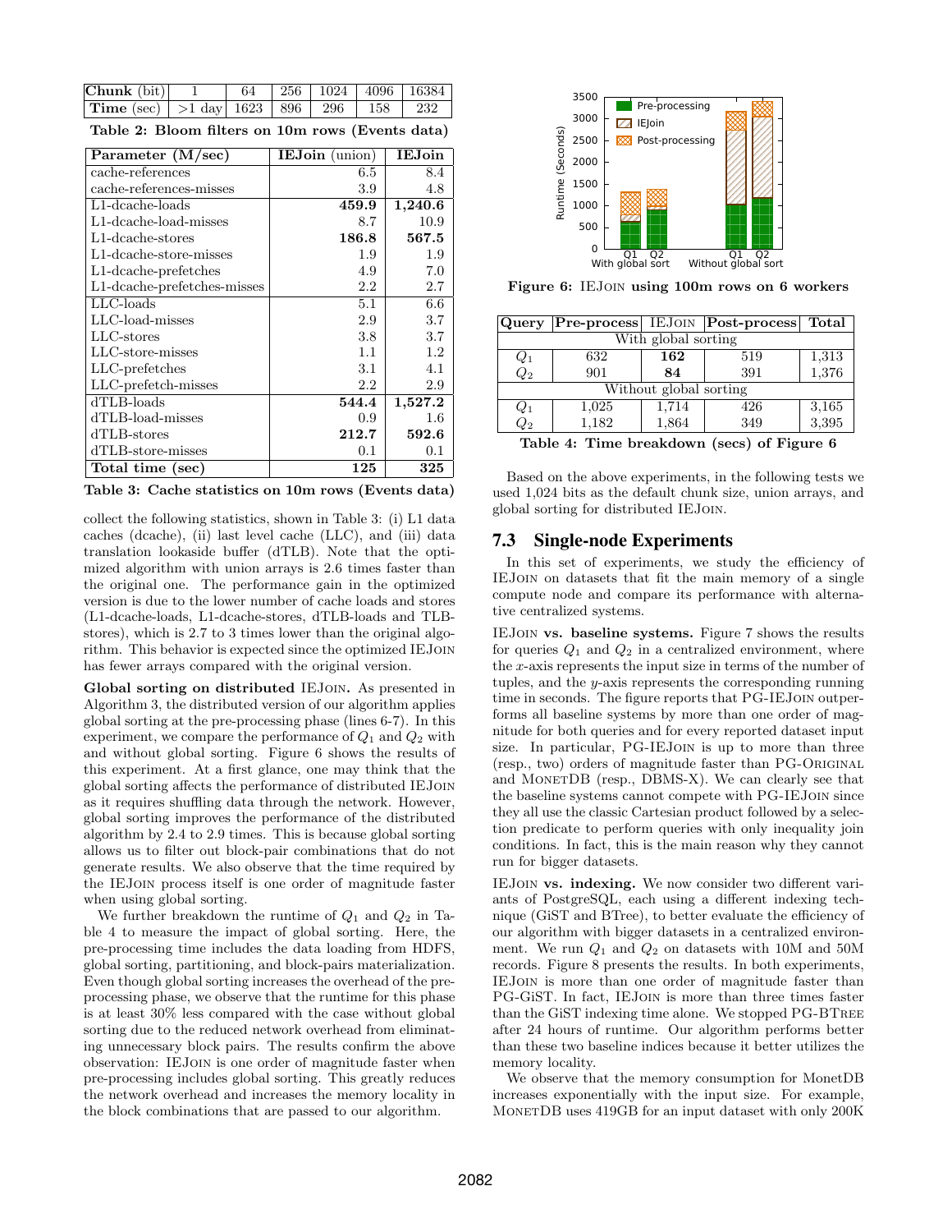| **Chunk** (bit) | 1 | 64 | 256 | 1024 | 4096 | 16384 |
|---|---|---|---|---|---|---|
| **Time** (sec) | >1 day | 1623 | 896 | 296 | 158 | 232 |

**Table 2: Bloom filters on 10m rows (Events data)**

| Parameter (M/sec) | **IEJoin** (union) | **IEJoin** |
|---|---|---|
| cache-references | 6.5 | 8.4 |
| cache-references-misses | 3.9 | 4.8 |
| L1-dcache-loads | **459.9** | **1,240.6** |
| L1-dcache-load-misses | 8.7 | 10.9 |
| L1-dcache-stores | **186.8** | **567.5** |
| L1-dcache-store-misses | 1.9 | 1.9 |
| L1-dcache-prefetches | 4.9 | 7.0 |
| L1-dcache-prefetches-misses | 2.2 | 2.7 |
| LLC-loads | 5.1 | 6.6 |
| LLC-load-misses | 2.9 | 3.7 |
| LLC-stores | 3.8 | 3.7 |
| LLC-store-misses | 1.1 | 1.2 |
| LLC-prefetches | 3.1 | 4.1 |
| LLC-prefetch-misses | 2.2 | 2.9 |
| dTLB-loads | **544.4** | **1,527.2** |
| dTLB-load-misses | 0.9 | 1.6 |
| dTLB-stores | **212.7** | **592.6** |
| dTLB-store-misses | 0.1 | 0.1 |
| **Total time (sec)** | **125** | **325** |

**Table 3: Cache statistics on 10m rows (Events data)**

collect the following statistics, shown in Table 3: (i) L1 data caches (dcache), (ii) last level cache (LLC), and (iii) data translation lookaside buffer (dTLB). Note that the optimized algorithm with union arrays is 2.6 times faster than the original one. The performance gain in the optimized version is due to the lower number of cache loads and stores (L1-dcache-loads, L1-dcache-stores, dTLB-loads and TLB-stores), which is 2.7 to 3 times lower than the original algorithm. This behavior is expected since the optimized IEJoin has fewer arrays compared with the original version.

**Global sorting on distributed** IEJoin**.** As presented in Algorithm 3, the distributed version of our algorithm applies global sorting at the pre-processing phase (lines 6-7). In this experiment, we compare the performance of $Q_1$ and $Q_2$ with and without global sorting. Figure 6 shows the results of this experiment. At a first glance, one may think that the global sorting affects the performance of distributed IEJoin as it requires shuffling data through the network. However, global sorting improves the performance of the distributed algorithm by 2.4 to 2.9 times. This is because global sorting allows us to filter out block-pair combinations that do not generate results. We also observe that the time required by the IEJoin process itself is one order of magnitude faster when using global sorting.

We further breakdown the runtime of $Q_1$ and $Q_2$ in Table 4 to measure the impact of global sorting. Here, the pre-processing time includes the data loading from HDFS, global sorting, partitioning, and block-pairs materialization. Even though global sorting increases the overhead of the pre-processing phase, we observe that the runtime for this phase is at least 30% less compared with the case without global sorting due to the reduced network overhead from eliminating unnecessary block pairs. The results confirm the above observation: IEJoin is one order of magnitude faster when pre-processing includes global sorting. This greatly reduces the network overhead and increases the memory locality in the block combinations that are passed to our algorithm.

**Figure 6: IEJoin using 100m rows on 6 workers**

| Query | Pre-process | IEJoin | Post-process | Total |
|---|---|---|---|---|
| With global sorting | | | | |
| $Q_1$ | 632 | **162** | 519 | 1,313 |
| $Q_2$ | 901 | **84** | 391 | 1,376 |
| Without global sorting | | | | |
| $Q_1$ | 1,025 | 1,714 | 426 | 3,165 |
| $Q_2$ | 1,182 | 1,864 | 349 | 3,395 |

**Table 4: Time breakdown (secs) of Figure 6**

Based on the above experiments, in the following tests we used 1,024 bits as the default chunk size, union arrays, and global sorting for distributed IEJoin.

## 7.3 Single-node Experiments

In this set of experiments, we study the efficiency of IEJoin on datasets that fit the main memory of a single compute node and compare its performance with alternative centralized systems.

IEJoin **vs. baseline systems.** Figure 7 shows the results for queries $Q_1$ and $Q_2$ in a centralized environment, where the $x$-axis represents the input size in terms of the number of tuples, and the $y$-axis represents the corresponding running time in seconds. The figure reports that PG-IEJoin outperforms all baseline systems by more than one order of magnitude for both queries and for every reported dataset input size. In particular, PG-IEJoin is up to more than three (resp., two) orders of magnitude faster than PG-Original and MonetDB (resp., DBMS-X). We can clearly see that the baseline systems cannot compete with PG-IEJoin since they all use the classic Cartesian product followed by a selection predicate to perform queries with only inequality join conditions. In fact, this is the main reason why they cannot run for bigger datasets.

IEJoin **vs. indexing.** We now consider two different variants of PostgreSQL, each using a different indexing technique (GiST and BTree), to better evaluate the efficiency of our algorithm with bigger datasets in a centralized environment. We run $Q_1$ and $Q_2$ on datasets with 10M and 50M records. Figure 8 presents the results. In both experiments, IEJoin is more than one order of magnitude faster than PG-GiST. In fact, IEJoin is more than three times faster than the GiST indexing time alone. We stopped PG-BTree after 24 hours of runtime. Our algorithm performs better than these two baseline indices because it better utilizes the memory locality.

We observe that the memory consumption for MonetDB increases exponentially with the input size. For example, MonetDB uses 419GB for an input dataset with only 200K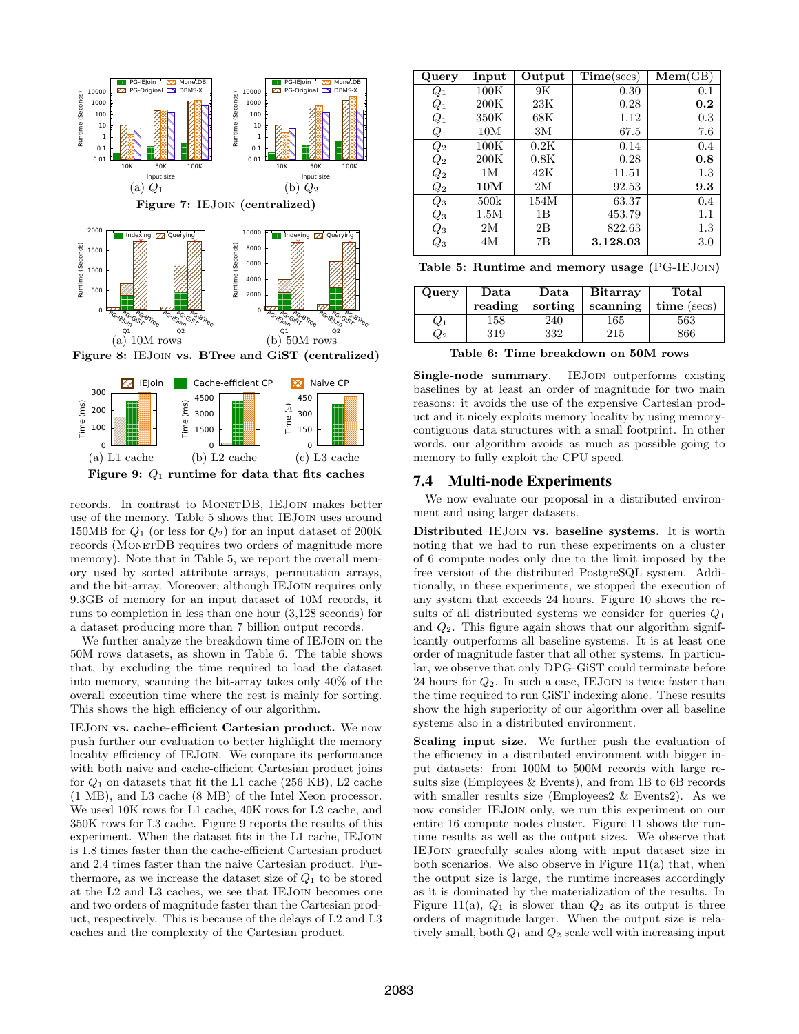Figure 7: IEJoin (centralized)

Figure 8: IEJoin vs. BTree and GiST (centralized)

Figure 9: $Q_1$ runtime for data that fits caches

records. In contrast to MonetDB, IEJoin makes better use of the memory. Table 5 shows that IEJoin uses around 150MB for $Q_1$ (or less for $Q_2$) for an input dataset of 200K records (MonetDB requires two orders of magnitude more memory). Note that in Table 5, we report the overall memory used by sorted attribute arrays, permutation arrays, and the bit-array. Moreover, although IEJoin requires only 9.3GB of memory for an input dataset of 10M records, it runs to completion in less than one hour (3,128 seconds) for a dataset producing more than 7 billion output records.

We further analyze the breakdown time of IEJoin on the 50M rows datasets, as shown in Table 6. The table shows that, by excluding the time required to load the dataset into memory, scanning the bit-array takes only 40% of the overall execution time where the rest is mainly for sorting. This shows the high efficiency of our algorithm.

**IEJoin vs. cache-efficient Cartesian product.** We now push further our evaluation to better highlight the memory locality efficiency of IEJoin. We compare its performance with both naive and cache-efficient Cartesian product joins for $Q_1$ on datasets that fit the L1 cache (256 KB), L2 cache (1 MB), and L3 cache (8 MB) of the Intel Xeon processor. We used 10K rows for L1 cache, 40K rows for L2 cache, and 350K rows for L3 cache. Figure 9 reports the results of this experiment. When the dataset fits in the L1 cache, IEJoin is 1.8 times faster than the cache-efficient Cartesian product and 2.4 times faster than the naive Cartesian product. Furthermore, as we increase the dataset size of $Q_1$ to be stored at the L2 and L3 caches, we see that IEJoin becomes one and two orders of magnitude faster than the Cartesian product, respectively. This is because of the delays of L2 and L3 caches and the complexity of the Cartesian product.

| Query | Input | Output | **Time**(secs) | **Mem**(GB) |
|---|---|---|---|---|
| $Q_1$ | 100K | 9K | 0.30 | 0.1 |
| $Q_1$ | 200K | 23K | 0.28 | **0.2** |
| $Q_1$ | 350K | 68K | 1.12 | 0.3 |
| $Q_1$ | 10M | 3M | 67.5 | 7.6 |
| $Q_2$ | 100K | 0.2K | 0.14 | 0.4 |
| $Q_2$ | 200K | 0.8K | 0.28 | **0.8** |
| $Q_2$ | 1M | 42K | 11.51 | 1.3 |
| $Q_2$ | **10M** | 2M | 92.53 | **9.3** |
| $Q_3$ | 500k | 154M | 63.37 | 0.4 |
| $Q_3$ | 1.5M | 1B | 453.79 | 1.1 |
| $Q_3$ | 2M | 2B | 822.63 | 1.3 |
| $Q_3$ | 4M | 7B | **3,128.03** | 3.0 |

Table 5: Runtime and memory usage (PG-IEJoin)

| Query | Data reading | Data sorting | Bitarray scanning | Total time (secs) |
|---|---|---|---|---|
| $Q_1$ | 158 | 240 | 165 | 563 |
| $Q_2$ | 319 | 332 | 215 | 866 |

Table 6: Time breakdown on 50M rows

**Single-node summary**. IEJoin outperforms existing baselines by at least an order of magnitude for two main reasons: it avoids the use of the expensive Cartesian product and it nicely exploits memory locality by using memory-contiguous data structures with a small footprint. In other words, our algorithm avoids as much as possible going to memory to fully exploit the CPU speed.

## 7.4 Multi-node Experiments

We now evaluate our proposal in a distributed environment and using larger datasets.

**Distributed IEJoin vs. baseline systems.** It is worth noting that we had to run these experiments on a cluster of 6 compute nodes only due to the limit imposed by the free version of the distributed PostgreSQL system. Additionally, in these experiments, we stopped the execution of any system that exceeds 24 hours. Figure 10 shows the results of all distributed systems we consider for queries $Q_1$ and $Q_2$. This figure again shows that our algorithm significantly outperforms all baseline systems. It is at least one order of magnitude faster that all other systems. In particular, we observe that only DPG-GiST could terminate before 24 hours for $Q_2$. In such a case, IEJoin is twice faster than the time required to run GiST indexing alone. These results show the high superiority of our algorithm over all baseline systems also in a distributed environment.

**Scaling input size.** We further push the evaluation of the efficiency in a distributed environment with bigger input datasets: from 100M to 500M records with large results size (Employees & Events), and from 1B to 6B records with smaller results size (Employees2 & Events2). As we now consider IEJoin only, we run this experiment on our entire 16 compute nodes cluster. Figure 11 shows the runtime results as well as the output sizes. We observe that IEJoin gracefully scales along with input dataset size in both scenarios. We also observe in Figure 11(a) that, when the output size is large, the runtime increases accordingly as it is dominated by the materialization of the results. In Figure 11(a), $Q_1$ is slower than $Q_2$ as its output is three orders of magnitude larger. When the output size is relatively small, both $Q_1$ and $Q_2$ scale well with increasing input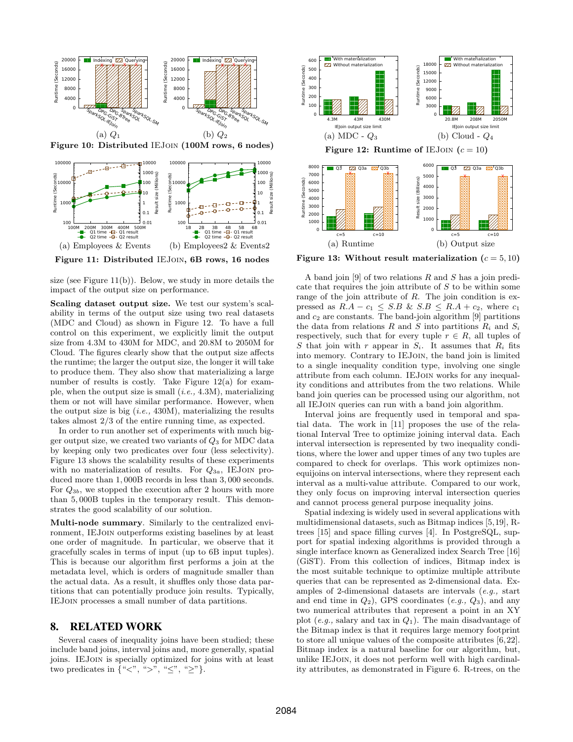Figure 10: Distributed IEJoin (100M rows, 6 nodes)

(a) $Q_1$

(b) $Q_2$

Figure 11: Distributed IEJoin, 6B rows, 16 nodes

(a) Employees & Events

(b) Employees2 & Events2

size (see Figure 11(b)). Below, we study in more details the impact of the output size on performance.

**Scaling dataset output size.** We test our system's scalability in terms of the output size using two real datasets (MDC and Cloud) as shown in Figure 12. To have a full control on this experiment, we explicitly limit the output size from 4.3M to 430M for MDC, and 20.8M to 2050M for Cloud. The figures clearly show that the output size affects the runtime; the larger the output size, the longer it will take to produce them. They also show that materializing a large number of results is costly. Take Figure 12(a) for example, when the output size is small (*i.e.,* 4.3M), materializing them or not will have similar performance. However, when the output size is big (*i.e.,* 430M), materializing the results takes almost 2/3 of the entire running time, as expected.

In order to run another set of experiments with much bigger output size, we created two variants of $Q_3$ for MDC data by keeping only two predicates over four (less selectivity). Figure 13 shows the scalability results of these experiments with no materialization of results. For $Q_{3a}$, IEJoin produced more than 1,000B records in less than 3,000 seconds. For $Q_{3b}$, we stopped the execution after 2 hours with more than 5,000B tuples in the temporary result. This demonstrates the good scalability of our solution.

**Multi-node summary**. Similarly to the centralized environment, IEJoin outperforms existing baselines by at least one order of magnitude. In particular, we observe that it gracefully scales in terms of input (up to 6B input tuples). This is because our algorithm first performs a join at the metadata level, which is orders of magnitude smaller than the actual data. As a result, it shuffles only those data partitions that can potentially produce join results. Typically, IEJoin processes a small number of data partitions.

## 8. RELATED WORK

Several cases of inequality joins have been studied; these include band joins, interval joins and, more generally, spatial joins. IEJoin is specially optimized for joins with at least two predicates in {"<", ">", "≤", "≥"}.

Figure 12: Runtime of IEJoin ($c = 10$)

(a) MDC - $Q_3$

(b) Cloud - $Q_4$

Figure 13: Without result materialization ($c = 5, 10$)

(a) Runtime

(b) Output size

A band join [9] of two relations $R$ and $S$ has a join predicate that requires the join attribute of $S$ to be within some range of the join attribute of $R$. The join condition is expressed as $R.A - c_1 \leq S.B$ & $S.B \leq R.A + c_2$, where $c_1$ and $c_2$ are constants. The band-join algorithm [9] partitions the data from relations $R$ and $S$ into partitions $R_i$ and $S_i$ respectively, such that for every tuple $r \in R$, all tuples of $S$ that join with $r$ appear in $S_i$. It assumes that $R_i$ fits into memory. Contrary to IEJoin, the band join is limited to a single inequality condition type, involving one single attribute from each column. IEJoin works for any inequality conditions and attributes from the two relations. While band join queries can be processed using our algorithm, not all IEJoin queries can run with a band join algorithm.

Interval joins are frequently used in temporal and spatial data. The work in [11] proposes the use of the relational Interval Tree to optimize joining interval data. Each interval intersection is represented by two inequality conditions, where the lower and upper times of any two tuples are compared to check for overlaps. This work optimizes nonequijoins on interval intersections, where they represent each interval as a multi-value attribute. Compared to our work, they only focus on improving interval intersection queries and cannot process general purpose inequality joins.

Spatial indexing is widely used in several applications with multidimensional datasets, such as Bitmap indices [5,19], R-trees [15] and space filling curves [4]. In PostgreSQL, support for spatial indexing algorithms is provided through a single interface known as Generalized index Search Tree [16] (GiST). From this collection of indices, Bitmap index is the most suitable technique to optimize multiple attribute queries that can be represented as 2-dimensional data. Examples of 2-dimensional datasets are intervals (*e.g.,* start and end time in $Q_2$), GPS coordinates (*e.g.,* $Q_3$), and any two numerical attributes that represent a point in an XY plot (*e.g.,* salary and tax in $Q_1$). The main disadvantage of the Bitmap index is that it requires large memory footprint to store all unique values of the composite attributes [6,22]. Bitmap index is a natural baseline for our algorithm, but, unlike IEJoin, it does not perform well with high cardinality attributes, as demonstrated in Figure 6. R-trees, on the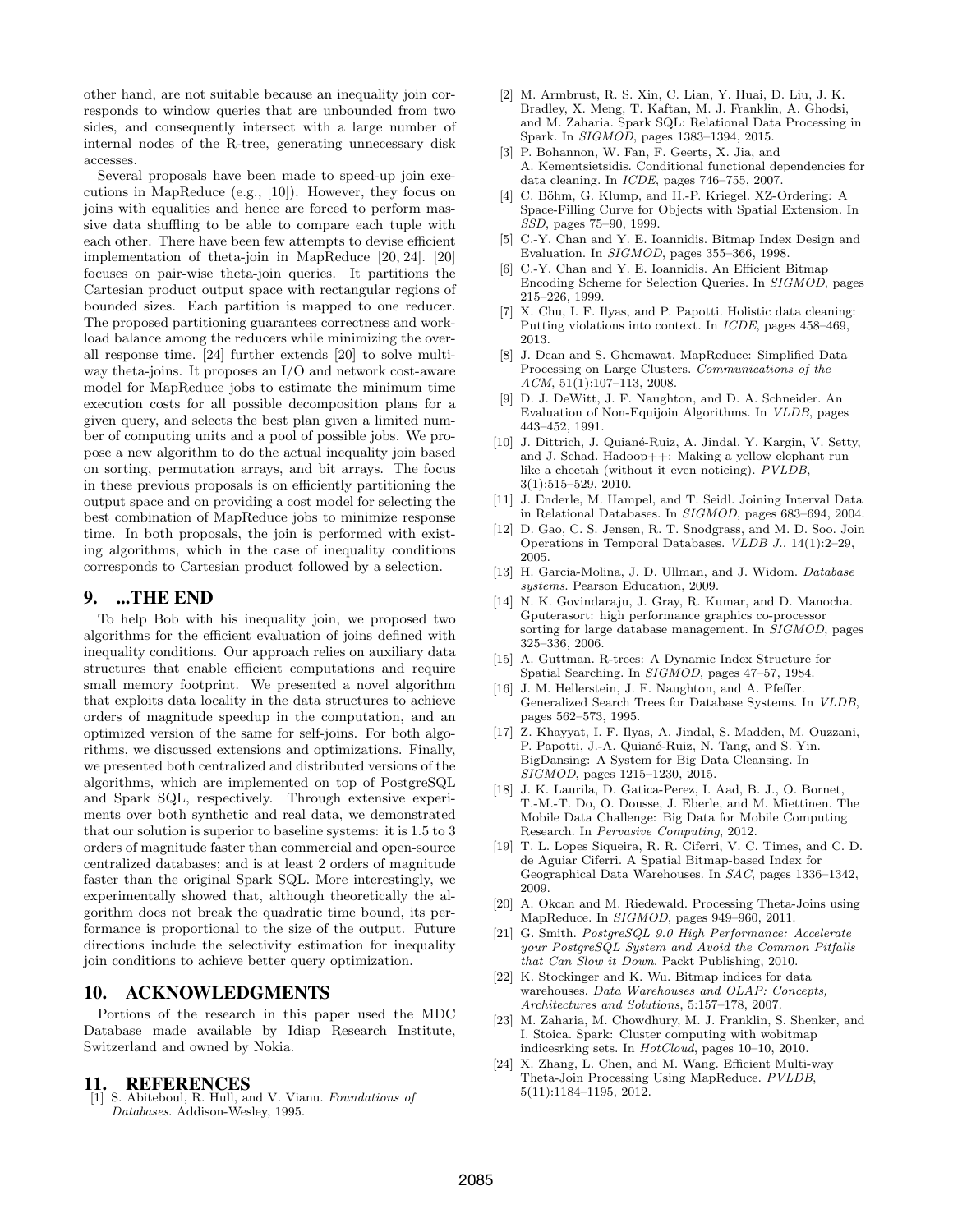other hand, are not suitable because an inequality join corresponds to window queries that are unbounded from two sides, and consequently intersect with a large number of internal nodes of the R-tree, generating unnecessary disk accesses.

Several proposals have been made to speed-up join executions in MapReduce (e.g., [10]). However, they focus on joins with equalities and hence are forced to perform massive data shuffling to be able to compare each tuple with each other. There have been few attempts to devise efficient implementation of theta-join in MapReduce [20, 24]. [20] focuses on pair-wise theta-join queries. It partitions the Cartesian product output space with rectangular regions of bounded sizes. Each partition is mapped to one reducer. The proposed partitioning guarantees correctness and workload balance among the reducers while minimizing the overall response time. [24] further extends [20] to solve multi-way theta-joins. It proposes an I/O and network cost-aware model for MapReduce jobs to estimate the minimum time execution costs for all possible decomposition plans for a given query, and selects the best plan given a limited number of computing units and a pool of possible jobs. We propose a new algorithm to do the actual inequality join based on sorting, permutation arrays, and bit arrays. The focus in these previous proposals is on efficiently partitioning the output space and on providing a cost model for selecting the best combination of MapReduce jobs to minimize response time. In both proposals, the join is performed with existing algorithms, which in the case of inequality conditions corresponds to Cartesian product followed by a selection.

## 9. ...THE END

To help Bob with his inequality join, we proposed two algorithms for the efficient evaluation of joins defined with inequality conditions. Our approach relies on auxiliary data structures that enable efficient computations and require small memory footprint. We presented a novel algorithm that exploits data locality in the data structures to achieve orders of magnitude speedup in the computation, and an optimized version of the same for self-joins. For both algorithms, we discussed extensions and optimizations. Finally, we presented both centralized and distributed versions of the algorithms, which are implemented on top of PostgreSQL and Spark SQL, respectively. Through extensive experiments over both synthetic and real data, we demonstrated that our solution is superior to baseline systems: it is 1.5 to 3 orders of magnitude faster than commercial and open-source centralized databases; and is at least 2 orders of magnitude faster than the original Spark SQL. More interestingly, we experimentally showed that, although theoretically the algorithm does not break the quadratic time bound, its performance is proportional to the size of the output. Future directions include the selectivity estimation for inequality join conditions to achieve better query optimization.

## 10. ACKNOWLEDGMENTS

Portions of the research in this paper used the MDC Database made available by Idiap Research Institute, Switzerland and owned by Nokia.

## 11. REFERENCES

[1] S. Abiteboul, R. Hull, and V. Vianu. *Foundations of Databases*. Addison-Wesley, 1995.

[2] M. Armbrust, R. S. Xin, C. Lian, Y. Huai, D. Liu, J. K. Bradley, X. Meng, T. Kaftan, M. J. Franklin, A. Ghodsi, and M. Zaharia. Spark SQL: Relational Data Processing in Spark. In *SIGMOD*, pages 1383–1394, 2015.

[3] P. Bohannon, W. Fan, F. Geerts, X. Jia, and A. Kementsietsidis. Conditional functional dependencies for data cleaning. In *ICDE*, pages 746–755, 2007.

[4] C. Böhm, G. Klump, and H.-P. Kriegel. XZ-Ordering: A Space-Filling Curve for Objects with Spatial Extension. In *SSD*, pages 75–90, 1999.

[5] C.-Y. Chan and Y. E. Ioannidis. Bitmap Index Design and Evaluation. In *SIGMOD*, pages 355–366, 1998.

[6] C.-Y. Chan and Y. E. Ioannidis. An Efficient Bitmap Encoding Scheme for Selection Queries. In *SIGMOD*, pages 215–226, 1999.

[7] X. Chu, I. F. Ilyas, and P. Papotti. Holistic data cleaning: Putting violations into context. In *ICDE*, pages 458–469, 2013.

[8] J. Dean and S. Ghemawat. MapReduce: Simplified Data Processing on Large Clusters. *Communications of the ACM*, 51(1):107–113, 2008.

[9] D. J. DeWitt, J. F. Naughton, and D. A. Schneider. An Evaluation of Non-Equijoin Algorithms. In *VLDB*, pages 443–452, 1991.

[10] J. Dittrich, J. Quiané-Ruiz, A. Jindal, Y. Kargin, V. Setty, and J. Schad. Hadoop++: Making a yellow elephant run like a cheetah (without it even noticing). *PVLDB*, 3(1):515–529, 2010.

[11] J. Enderle, M. Hampel, and T. Seidl. Joining Interval Data in Relational Databases. In *SIGMOD*, pages 683–694, 2004.

[12] D. Gao, C. S. Jensen, R. T. Snodgrass, and M. D. Soo. Join Operations in Temporal Databases. *VLDB J.*, 14(1):2–29, 2005.

[13] H. Garcia-Molina, J. D. Ullman, and J. Widom. *Database systems*. Pearson Education, 2009.

[14] N. K. Govindaraju, J. Gray, R. Kumar, and D. Manocha. Gputerasort: high performance graphics co-processor sorting for large database management. In *SIGMOD*, pages 325–336, 2006.

[15] A. Guttman. R-trees: A Dynamic Index Structure for Spatial Searching. In *SIGMOD*, pages 47–57, 1984.

[16] J. M. Hellerstein, J. F. Naughton, and A. Pfeffer. Generalized Search Trees for Database Systems. In *VLDB*, pages 562–573, 1995.

[17] Z. Khayyat, I. F. Ilyas, A. Jindal, S. Madden, M. Ouzzani, P. Papotti, J.-A. Quiané-Ruiz, N. Tang, and S. Yin. BigDansing: A System for Big Data Cleansing. In *SIGMOD*, pages 1215–1230, 2015.

[18] J. K. Laurila, D. Gatica-Perez, I. Aad, B. J., O. Bornet, T.-M.-T. Do, O. Dousse, J. Eberle, and M. Miettinen. The Mobile Data Challenge: Big Data for Mobile Computing Research. In *Pervasive Computing*, 2012.

[19] T. L. Lopes Siqueira, R. R. Ciferri, V. C. Times, and C. D. de Aguiar Ciferri. A Spatial Bitmap-based Index for Geographical Data Warehouses. In *SAC*, pages 1336–1342, 2009.

[20] A. Okcan and M. Riedewald. Processing Theta-Joins using MapReduce. In *SIGMOD*, pages 949–960, 2011.

[21] G. Smith. *PostgreSQL 9.0 High Performance: Accelerate your PostgreSQL System and Avoid the Common Pitfalls that Can Slow it Down*. Packt Publishing, 2010.

[22] K. Stockinger and K. Wu. Bitmap indices for data warehouses. *Data Warehouses and OLAP: Concepts, Architectures and Solutions*, 5:157–178, 2007.

[23] M. Zaharia, M. Chowdhury, M. J. Franklin, S. Shenker, and I. Stoica. Spark: Cluster computing with wobitmap indicesrking sets. In *HotCloud*, pages 10–10, 2010.

[24] X. Zhang, L. Chen, and M. Wang. Efficient Multi-way Theta-Join Processing Using MapReduce. *PVLDB*, 5(11):1184–1195, 2012.